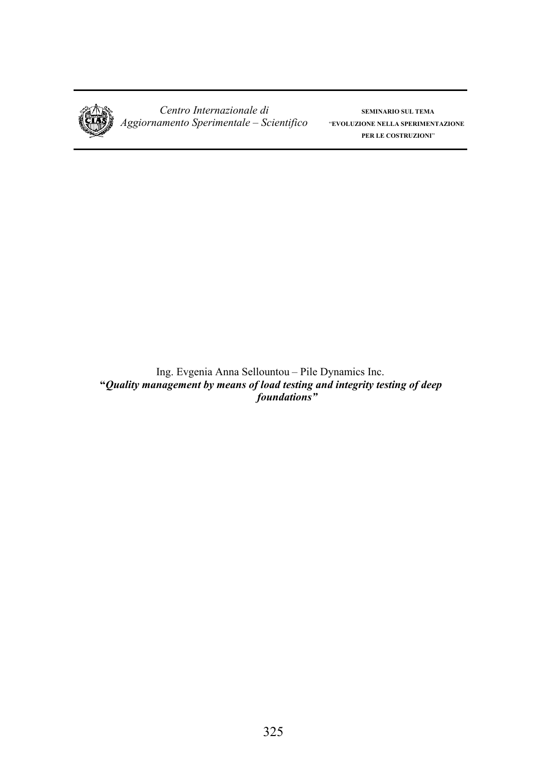Ing. Evgenia Anna Sellountou – Pile Dynamics Inc.

***"Quality management by means of load testing and integrity testing of deep foundations"***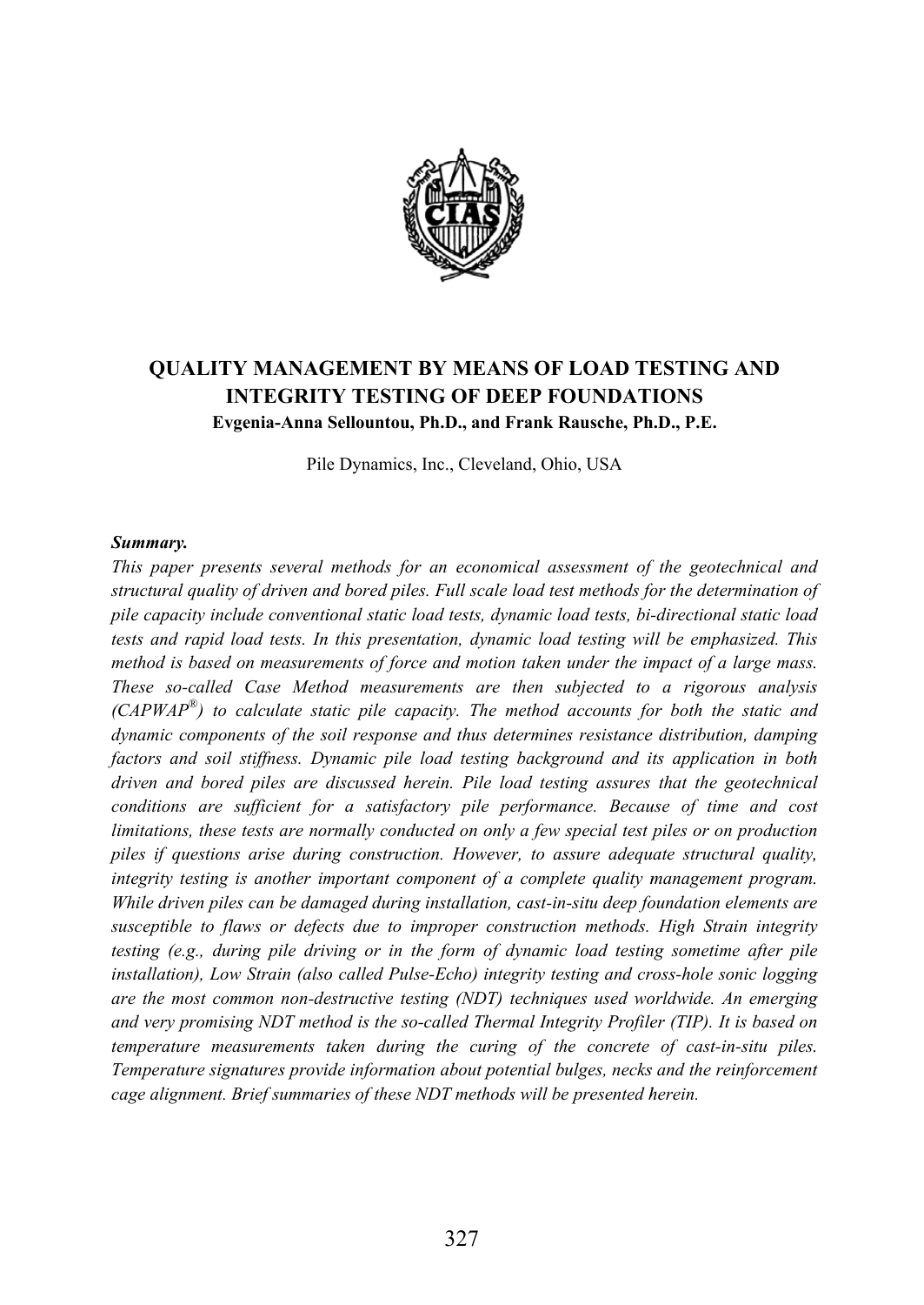# QUALITY MANAGEMENT BY MEANS OF LOAD TESTING AND INTEGRITY TESTING OF DEEP FOUNDATIONS

**Evgenia-Anna Sellountou, Ph.D., and Frank Rausche, Ph.D., P.E.**

Pile Dynamics, Inc., Cleveland, Ohio, USA

***Summary.***

*This paper presents several methods for an economical assessment of the geotechnical and structural quality of driven and bored piles. Full scale load test methods for the determination of pile capacity include conventional static load tests, dynamic load tests, bi-directional static load tests and rapid load tests. In this presentation, dynamic load testing will be emphasized. This method is based on measurements of force and motion taken under the impact of a large mass. These so-called Case Method measurements are then subjected to a rigorous analysis (CAPWAP®) to calculate static pile capacity. The method accounts for both the static and dynamic components of the soil response and thus determines resistance distribution, damping factors and soil stiffness. Dynamic pile load testing background and its application in both driven and bored piles are discussed herein. Pile load testing assures that the geotechnical conditions are sufficient for a satisfactory pile performance. Because of time and cost limitations, these tests are normally conducted on only a few special test piles or on production piles if questions arise during construction. However, to assure adequate structural quality, integrity testing is another important component of a complete quality management program. While driven piles can be damaged during installation, cast-in-situ deep foundation elements are susceptible to flaws or defects due to improper construction methods. High Strain integrity testing (e.g., during pile driving or in the form of dynamic load testing sometime after pile installation), Low Strain (also called Pulse-Echo) integrity testing and cross-hole sonic logging are the most common non-destructive testing (NDT) techniques used worldwide. An emerging and very promising NDT method is the so-called Thermal Integrity Profiler (TIP). It is based on temperature measurements taken during the curing of the concrete of cast-in-situ piles. Temperature signatures provide information about potential bulges, necks and the reinforcement cage alignment. Brief summaries of these NDT methods will be presented herein.*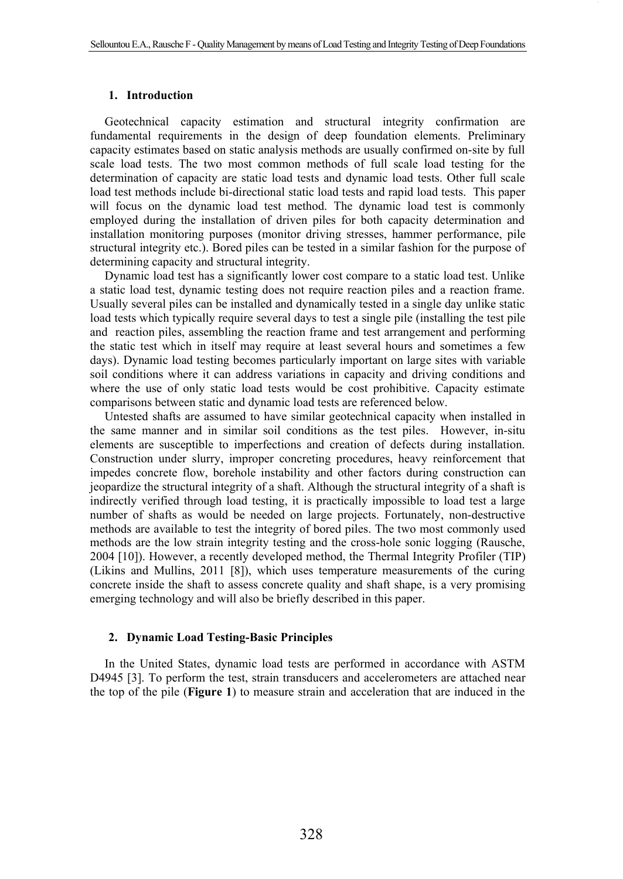## 1. Introduction

Geotechnical capacity estimation and structural integrity confirmation are fundamental requirements in the design of deep foundation elements. Preliminary capacity estimates based on static analysis methods are usually confirmed on-site by full scale load tests. The two most common methods of full scale load testing for the determination of capacity are static load tests and dynamic load tests. Other full scale load test methods include bi-directional static load tests and rapid load tests. This paper will focus on the dynamic load test method. The dynamic load test is commonly employed during the installation of driven piles for both capacity determination and installation monitoring purposes (monitor driving stresses, hammer performance, pile structural integrity etc.). Bored piles can be tested in a similar fashion for the purpose of determining capacity and structural integrity.

Dynamic load test has a significantly lower cost compare to a static load test. Unlike a static load test, dynamic testing does not require reaction piles and a reaction frame. Usually several piles can be installed and dynamically tested in a single day unlike static load tests which typically require several days to test a single pile (installing the test pile and reaction piles, assembling the reaction frame and test arrangement and performing the static test which in itself may require at least several hours and sometimes a few days). Dynamic load testing becomes particularly important on large sites with variable soil conditions where it can address variations in capacity and driving conditions and where the use of only static load tests would be cost prohibitive. Capacity estimate comparisons between static and dynamic load tests are referenced below.

Untested shafts are assumed to have similar geotechnical capacity when installed in the same manner and in similar soil conditions as the test piles. However, in-situ elements are susceptible to imperfections and creation of defects during installation. Construction under slurry, improper concreting procedures, heavy reinforcement that impedes concrete flow, borehole instability and other factors during construction can jeopardize the structural integrity of a shaft. Although the structural integrity of a shaft is indirectly verified through load testing, it is practically impossible to load test a large number of shafts as would be needed on large projects. Fortunately, non-destructive methods are available to test the integrity of bored piles. The two most commonly used methods are the low strain integrity testing and the cross-hole sonic logging (Rausche, 2004 [10]). However, a recently developed method, the Thermal Integrity Profiler (TIP) (Likins and Mullins, 2011 [8]), which uses temperature measurements of the curing concrete inside the shaft to assess concrete quality and shaft shape, is a very promising emerging technology and will also be briefly described in this paper.

## 2. Dynamic Load Testing-Basic Principles

In the United States, dynamic load tests are performed in accordance with ASTM D4945 [3]. To perform the test, strain transducers and accelerometers are attached near the top of the pile (**Figure 1**) to measure strain and acceleration that are induced in the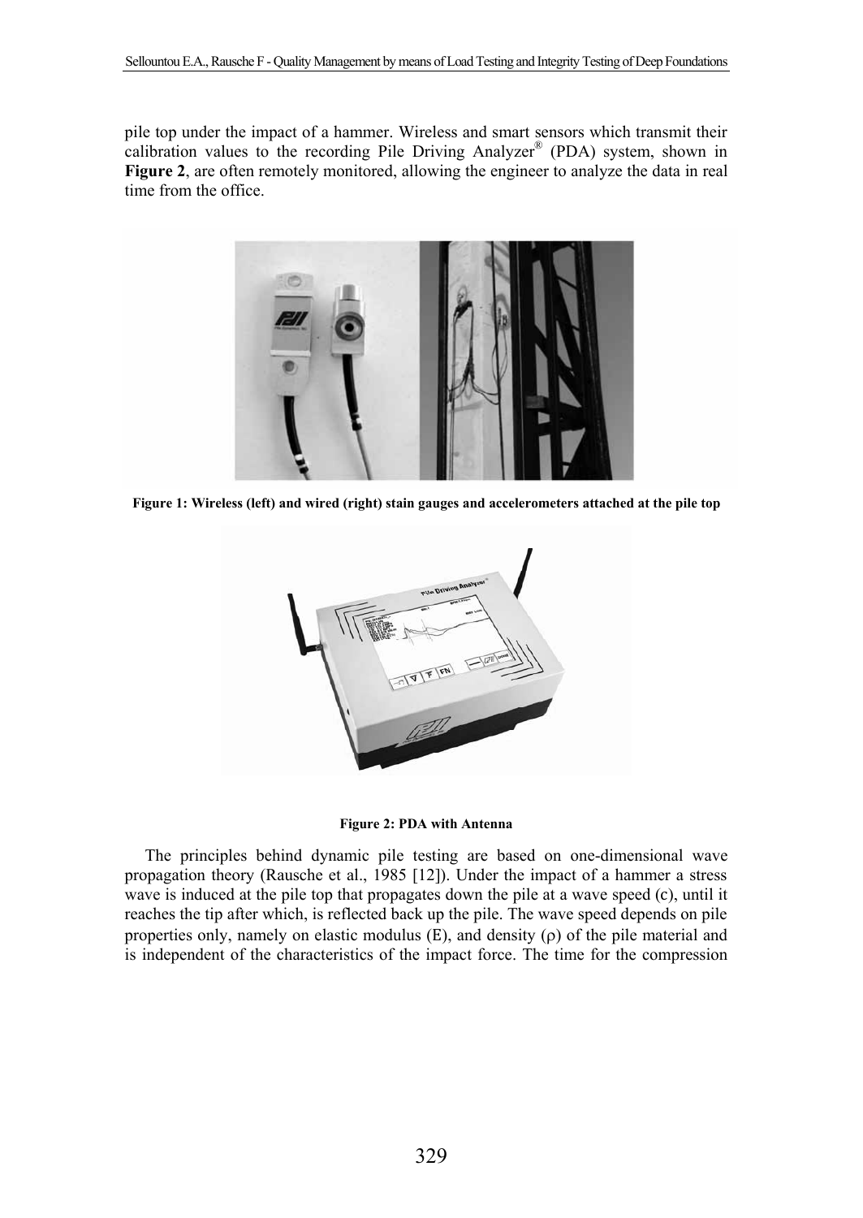pile top under the impact of a hammer. Wireless and smart sensors which transmit their calibration values to the recording Pile Driving Analyzer® (PDA) system, shown in **Figure 2**, are often remotely monitored, allowing the engineer to analyze the data in real time from the office.

**Figure 1: Wireless (left) and wired (right) stain gauges and accelerometers attached at the pile top**

**Figure 2: PDA with Antenna**

The principles behind dynamic pile testing are based on one-dimensional wave propagation theory (Rausche et al., 1985 [12]). Under the impact of a hammer a stress wave is induced at the pile top that propagates down the pile at a wave speed (c), until it reaches the tip after which, is reflected back up the pile. The wave speed depends on pile properties only, namely on elastic modulus (E), and density ($\rho$) of the pile material and is independent of the characteristics of the impact force. The time for the compression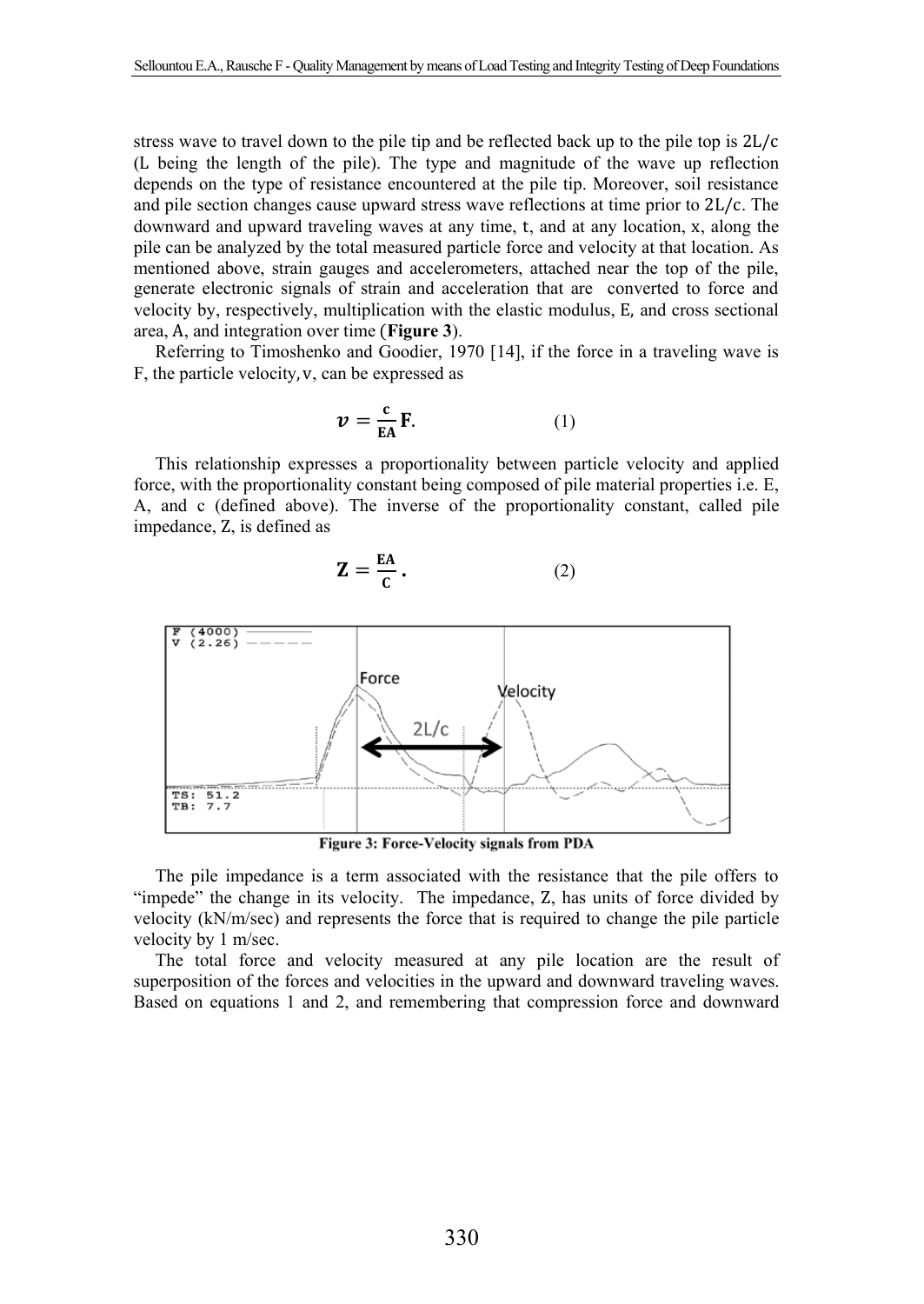stress wave to travel down to the pile tip and be reflected back up to the pile top is $2L/c$ (L being the length of the pile). The type and magnitude of the wave up reflection depends on the type of resistance encountered at the pile tip. Moreover, soil resistance and pile section changes cause upward stress wave reflections at time prior to $2L/c$. The downward and upward traveling waves at any time, t, and at any location, x, along the pile can be analyzed by the total measured particle force and velocity at that location. As mentioned above, strain gauges and accelerometers, attached near the top of the pile, generate electronic signals of strain and acceleration that are converted to force and velocity by, respectively, multiplication with the elastic modulus, E, and cross sectional area, A, and integration over time (**Figure 3**).

Referring to Timoshenko and Goodier, 1970 [14], if the force in a traveling wave is F, the particle velocity, v, can be expressed as

$$v = \frac{c}{EA}F. \qquad (1)$$

This relationship expresses a proportionality between particle velocity and applied force, with the proportionality constant being composed of pile material properties i.e. E, A, and c (defined above). The inverse of the proportionality constant, called pile impedance, Z, is defined as

$$Z = \frac{EA}{c}. \qquad (2)$$

**Figure 3: Force-Velocity signals from PDA**

The pile impedance is a term associated with the resistance that the pile offers to "impede" the change in its velocity. The impedance, Z, has units of force divided by velocity (kN/m/sec) and represents the force that is required to change the pile particle velocity by 1 m/sec.

The total force and velocity measured at any pile location are the result of superposition of the forces and velocities in the upward and downward traveling waves. Based on equations 1 and 2, and remembering that compression force and downward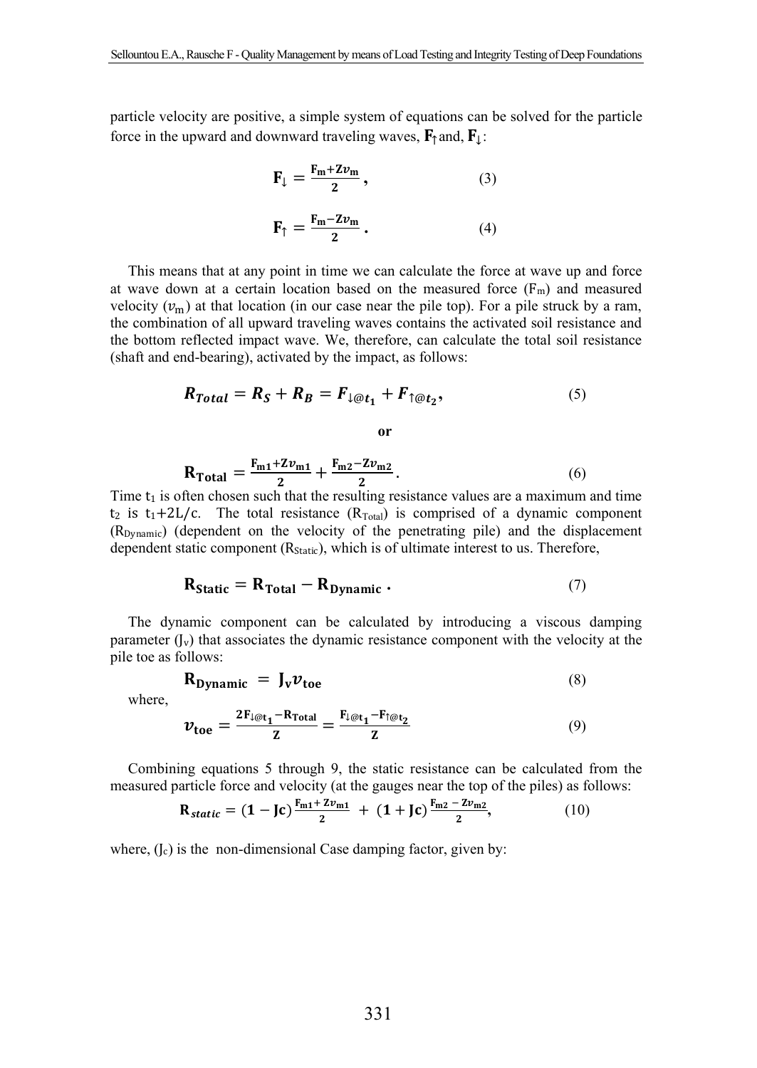particle velocity are positive, a simple system of equations can be solved for the particle force in the upward and downward traveling waves, $\mathbf{F}_{\uparrow}$ and, $\mathbf{F}_{\downarrow}$:

$$\mathbf{F}_{\downarrow} = \frac{\mathbf{F_m + Z}v_\mathbf{m}}{\mathbf{2}}, \tag{3}$$

$$\mathbf{F}_{\uparrow} = \frac{\mathbf{F_m - Z}v_\mathbf{m}}{\mathbf{2}}. \tag{4}$$

This means that at any point in time we can calculate the force at wave up and force at wave down at a certain location based on the measured force ($F_m$) and measured velocity ($v_m$) at that location (in our case near the pile top). For a pile struck by a ram, the combination of all upward traveling waves contains the activated soil resistance and the bottom reflected impact wave. We, therefore, can calculate the total soil resistance (shaft and end-bearing), activated by the impact, as follows:

$$R_{Total} = R_S + R_B = F_{\downarrow @ t_1} + F_{\uparrow @ t_2}, \tag{5}$$

**or**

$$\mathbf{R_{Total}} = \frac{\mathbf{F_{m1} + Z}v_\mathbf{m1}}{\mathbf{2}} + \frac{\mathbf{F_{m2} - Z}v_\mathbf{m2}}{\mathbf{2}}. \tag{6}$$

Time $t_1$ is often chosen such that the resulting resistance values are a maximum and time $t_2$ is $t_1+2L/c$. The total resistance ($R_{Total}$) is comprised of a dynamic component ($R_{Dynamic}$) (dependent on the velocity of the penetrating pile) and the displacement dependent static component ($R_{Static}$), which is of ultimate interest to us. Therefore,

$$\mathbf{R_{Static} = R_{Total} - R_{Dynamic}}. \tag{7}$$

The dynamic component can be calculated by introducing a viscous damping parameter ($J_v$) that associates the dynamic resistance component with the velocity at the pile toe as follows:

$$\mathbf{R_{Dynamic} = J_v}v_\mathbf{toe} \tag{8}$$

where,

$$v_\mathbf{toe} = \frac{\mathbf{2F_{\downarrow @ t_1} - R_{Total}}}{\mathbf{Z}} = \frac{\mathbf{F_{\downarrow @ t_1} - F_{\uparrow @ t_2}}}{\mathbf{Z}} \tag{9}$$

Combining equations 5 through 9, the static resistance can be calculated from the measured particle force and velocity (at the gauges near the top of the piles) as follows:

$$\mathbf{R}_{static} = (\mathbf{1 - Jc})\frac{\mathbf{F_{m1} + Z}v_\mathbf{m1}}{\mathbf{2}} + (\mathbf{1 + Jc})\frac{\mathbf{F_{m2} - Z}v_\mathbf{m2}}{\mathbf{2}}, \tag{10}$$

where, ($J_c$) is the non-dimensional Case damping factor, given by: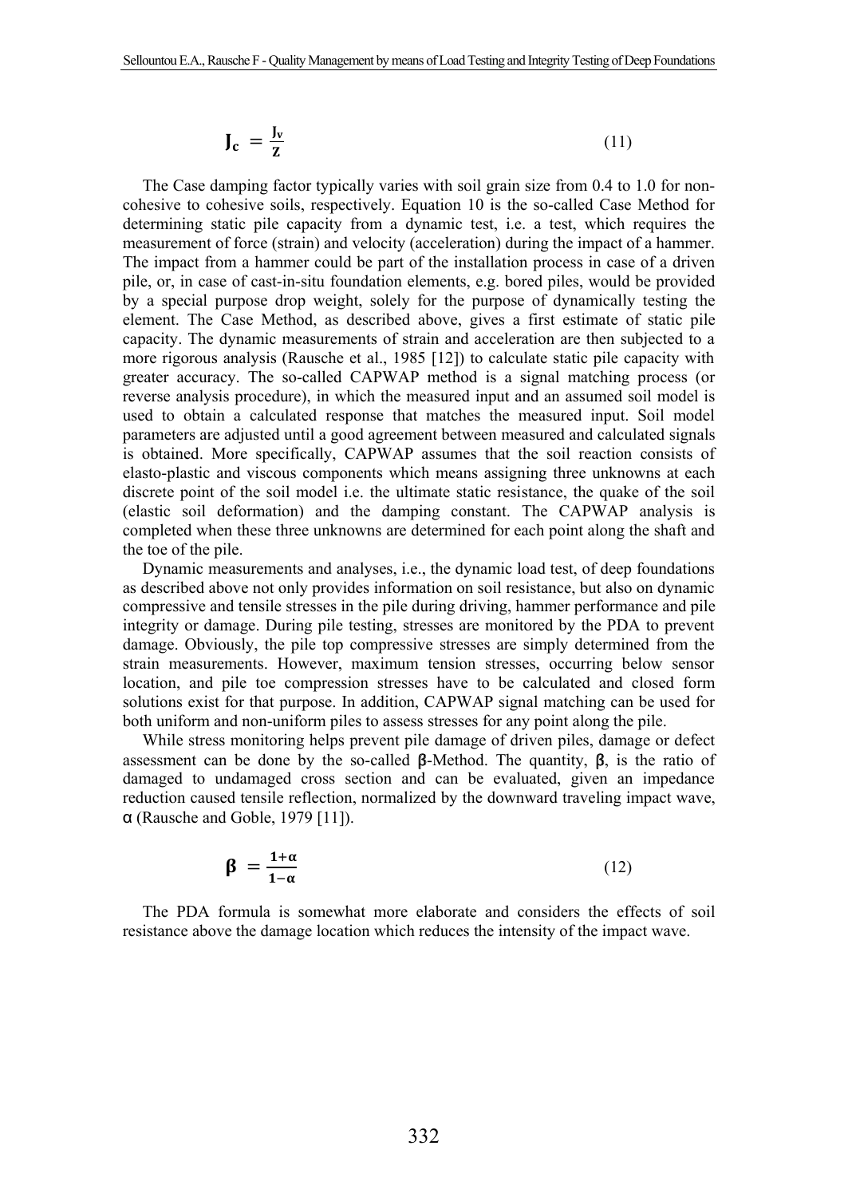$$\mathbf{J_c} = \frac{\mathbf{J_v}}{\mathbf{Z}} \tag{11}$$

The Case damping factor typically varies with soil grain size from 0.4 to 1.0 for non-cohesive to cohesive soils, respectively. Equation 10 is the so-called Case Method for determining static pile capacity from a dynamic test, i.e. a test, which requires the measurement of force (strain) and velocity (acceleration) during the impact of a hammer. The impact from a hammer could be part of the installation process in case of a driven pile, or, in case of cast-in-situ foundation elements, e.g. bored piles, would be provided by a special purpose drop weight, solely for the purpose of dynamically testing the element. The Case Method, as described above, gives a first estimate of static pile capacity. The dynamic measurements of strain and acceleration are then subjected to a more rigorous analysis (Rausche et al., 1985 [12]) to calculate static pile capacity with greater accuracy. The so-called CAPWAP method is a signal matching process (or reverse analysis procedure), in which the measured input and an assumed soil model is used to obtain a calculated response that matches the measured input. Soil model parameters are adjusted until a good agreement between measured and calculated signals is obtained. More specifically, CAPWAP assumes that the soil reaction consists of elasto-plastic and viscous components which means assigning three unknowns at each discrete point of the soil model i.e. the ultimate static resistance, the quake of the soil (elastic soil deformation) and the damping constant. The CAPWAP analysis is completed when these three unknowns are determined for each point along the shaft and the toe of the pile.

Dynamic measurements and analyses, i.e., the dynamic load test, of deep foundations as described above not only provides information on soil resistance, but also on dynamic compressive and tensile stresses in the pile during driving, hammer performance and pile integrity or damage. During pile testing, stresses are monitored by the PDA to prevent damage. Obviously, the pile top compressive stresses are simply determined from the strain measurements. However, maximum tension stresses, occurring below sensor location, and pile toe compression stresses have to be calculated and closed form solutions exist for that purpose. In addition, CAPWAP signal matching can be used for both uniform and non-uniform piles to assess stresses for any point along the pile.

While stress monitoring helps prevent pile damage of driven piles, damage or defect assessment can be done by the so-called $\beta$-Method. The quantity, $\beta$, is the ratio of damaged to undamaged cross section and can be evaluated, given an impedance reduction caused tensile reflection, normalized by the downward traveling impact wave, $\alpha$ (Rausche and Goble, 1979 [11]).

$$\boldsymbol{\beta} = \frac{\mathbf{1+\alpha}}{\mathbf{1-\alpha}} \tag{12}$$

The PDA formula is somewhat more elaborate and considers the effects of soil resistance above the damage location which reduces the intensity of the impact wave.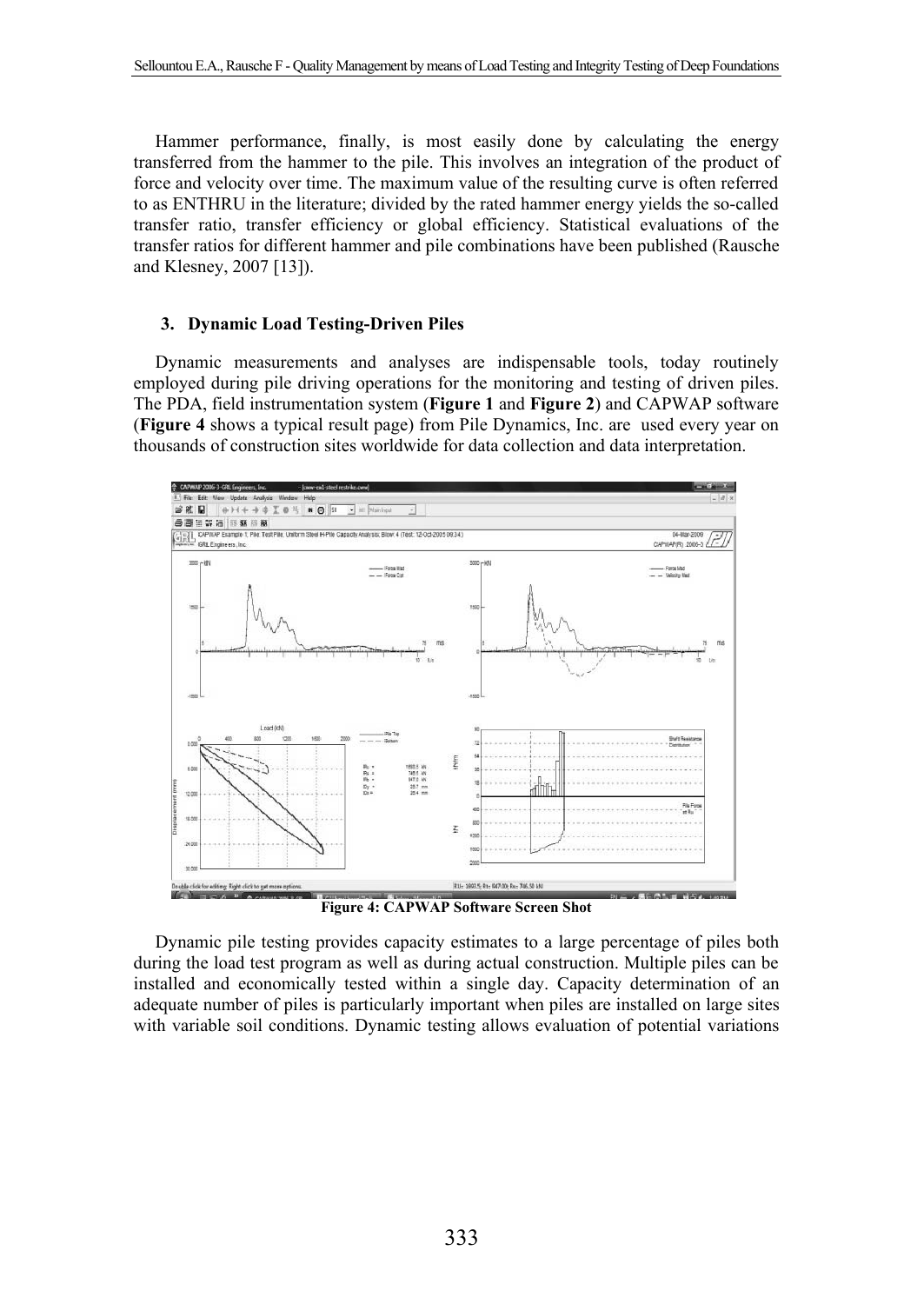Hammer performance, finally, is most easily done by calculating the energy transferred from the hammer to the pile. This involves an integration of the product of force and velocity over time. The maximum value of the resulting curve is often referred to as ENTHRU in the literature; divided by the rated hammer energy yields the so-called transfer ratio, transfer efficiency or global efficiency. Statistical evaluations of the transfer ratios for different hammer and pile combinations have been published (Rausche and Klesney, 2007 [13]).

### 3. Dynamic Load Testing-Driven Piles

Dynamic measurements and analyses are indispensable tools, today routinely employed during pile driving operations for the monitoring and testing of driven piles. The PDA, field instrumentation system (**Figure 1** and **Figure 2**) and CAPWAP software (**Figure 4** shows a typical result page) from Pile Dynamics, Inc. are used every year on thousands of construction sites worldwide for data collection and data interpretation.

**Figure 4: CAPWAP Software Screen Shot**

Dynamic pile testing provides capacity estimates to a large percentage of piles both during the load test program as well as during actual construction. Multiple piles can be installed and economically tested within a single day. Capacity determination of an adequate number of piles is particularly important when piles are installed on large sites with variable soil conditions. Dynamic testing allows evaluation of potential variations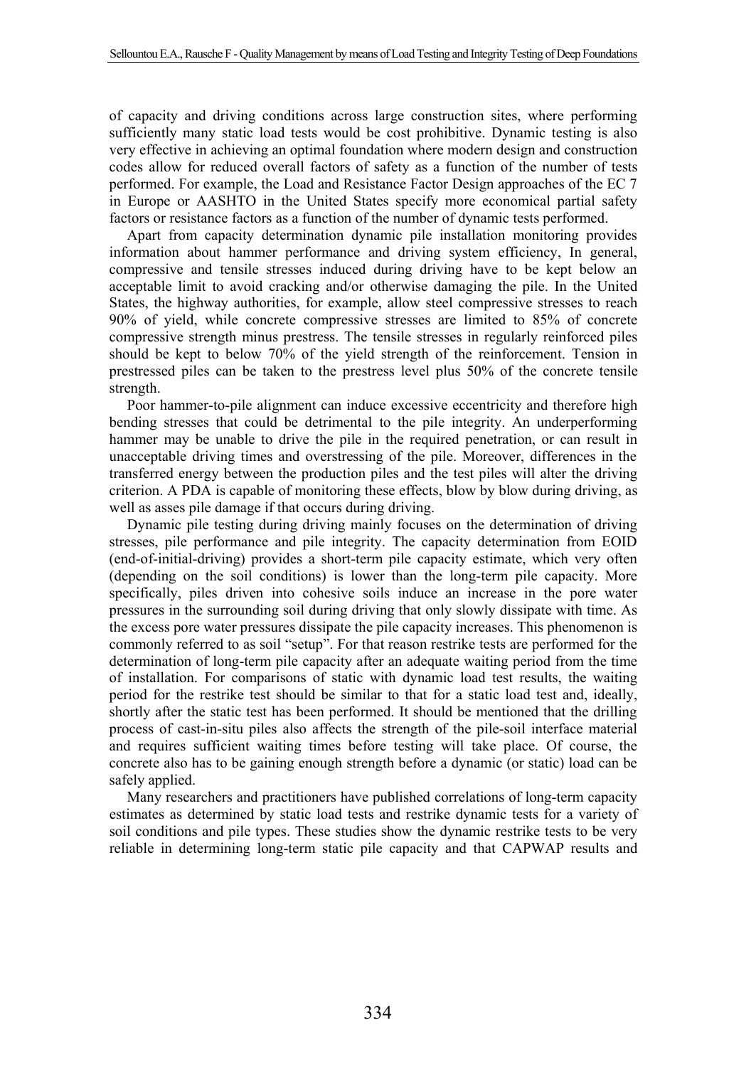of capacity and driving conditions across large construction sites, where performing sufficiently many static load tests would be cost prohibitive. Dynamic testing is also very effective in achieving an optimal foundation where modern design and construction codes allow for reduced overall factors of safety as a function of the number of tests performed. For example, the Load and Resistance Factor Design approaches of the EC 7 in Europe or AASHTO in the United States specify more economical partial safety factors or resistance factors as a function of the number of dynamic tests performed.

Apart from capacity determination dynamic pile installation monitoring provides information about hammer performance and driving system efficiency, In general, compressive and tensile stresses induced during driving have to be kept below an acceptable limit to avoid cracking and/or otherwise damaging the pile. In the United States, the highway authorities, for example, allow steel compressive stresses to reach 90% of yield, while concrete compressive stresses are limited to 85% of concrete compressive strength minus prestress. The tensile stresses in regularly reinforced piles should be kept to below 70% of the yield strength of the reinforcement. Tension in prestressed piles can be taken to the prestress level plus 50% of the concrete tensile strength.

Poor hammer-to-pile alignment can induce excessive eccentricity and therefore high bending stresses that could be detrimental to the pile integrity. An underperforming hammer may be unable to drive the pile in the required penetration, or can result in unacceptable driving times and overstressing of the pile. Moreover, differences in the transferred energy between the production piles and the test piles will alter the driving criterion. A PDA is capable of monitoring these effects, blow by blow during driving, as well as asses pile damage if that occurs during driving.

Dynamic pile testing during driving mainly focuses on the determination of driving stresses, pile performance and pile integrity. The capacity determination from EOID (end-of-initial-driving) provides a short-term pile capacity estimate, which very often (depending on the soil conditions) is lower than the long-term pile capacity. More specifically, piles driven into cohesive soils induce an increase in the pore water pressures in the surrounding soil during driving that only slowly dissipate with time. As the excess pore water pressures dissipate the pile capacity increases. This phenomenon is commonly referred to as soil "setup". For that reason restrike tests are performed for the determination of long-term pile capacity after an adequate waiting period from the time of installation. For comparisons of static with dynamic load test results, the waiting period for the restrike test should be similar to that for a static load test and, ideally, shortly after the static test has been performed. It should be mentioned that the drilling process of cast-in-situ piles also affects the strength of the pile-soil interface material and requires sufficient waiting times before testing will take place. Of course, the concrete also has to be gaining enough strength before a dynamic (or static) load can be safely applied.

Many researchers and practitioners have published correlations of long-term capacity estimates as determined by static load tests and restrike dynamic tests for a variety of soil conditions and pile types. These studies show the dynamic restrike tests to be very reliable in determining long-term static pile capacity and that CAPWAP results and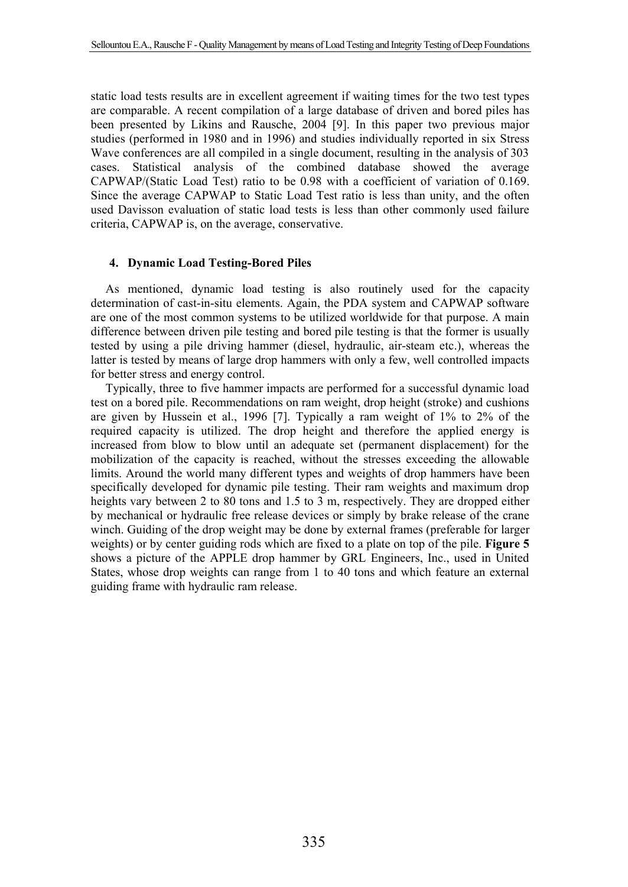static load tests results are in excellent agreement if waiting times for the two test types are comparable. A recent compilation of a large database of driven and bored piles has been presented by Likins and Rausche, 2004 [9]. In this paper two previous major studies (performed in 1980 and in 1996) and studies individually reported in six Stress Wave conferences are all compiled in a single document, resulting in the analysis of 303 cases. Statistical analysis of the combined database showed the average CAPWAP/(Static Load Test) ratio to be 0.98 with a coefficient of variation of 0.169. Since the average CAPWAP to Static Load Test ratio is less than unity, and the often used Davisson evaluation of static load tests is less than other commonly used failure criteria, CAPWAP is, on the average, conservative.

## 4. Dynamic Load Testing-Bored Piles

As mentioned, dynamic load testing is also routinely used for the capacity determination of cast-in-situ elements. Again, the PDA system and CAPWAP software are one of the most common systems to be utilized worldwide for that purpose. A main difference between driven pile testing and bored pile testing is that the former is usually tested by using a pile driving hammer (diesel, hydraulic, air-steam etc.), whereas the latter is tested by means of large drop hammers with only a few, well controlled impacts for better stress and energy control.

Typically, three to five hammer impacts are performed for a successful dynamic load test on a bored pile. Recommendations on ram weight, drop height (stroke) and cushions are given by Hussein et al., 1996 [7]. Typically a ram weight of 1% to 2% of the required capacity is utilized. The drop height and therefore the applied energy is increased from blow to blow until an adequate set (permanent displacement) for the mobilization of the capacity is reached, without the stresses exceeding the allowable limits. Around the world many different types and weights of drop hammers have been specifically developed for dynamic pile testing. Their ram weights and maximum drop heights vary between 2 to 80 tons and 1.5 to 3 m, respectively. They are dropped either by mechanical or hydraulic free release devices or simply by brake release of the crane winch. Guiding of the drop weight may be done by external frames (preferable for larger weights) or by center guiding rods which are fixed to a plate on top of the pile. **Figure 5** shows a picture of the APPLE drop hammer by GRL Engineers, Inc., used in United States, whose drop weights can range from 1 to 40 tons and which feature an external guiding frame with hydraulic ram release.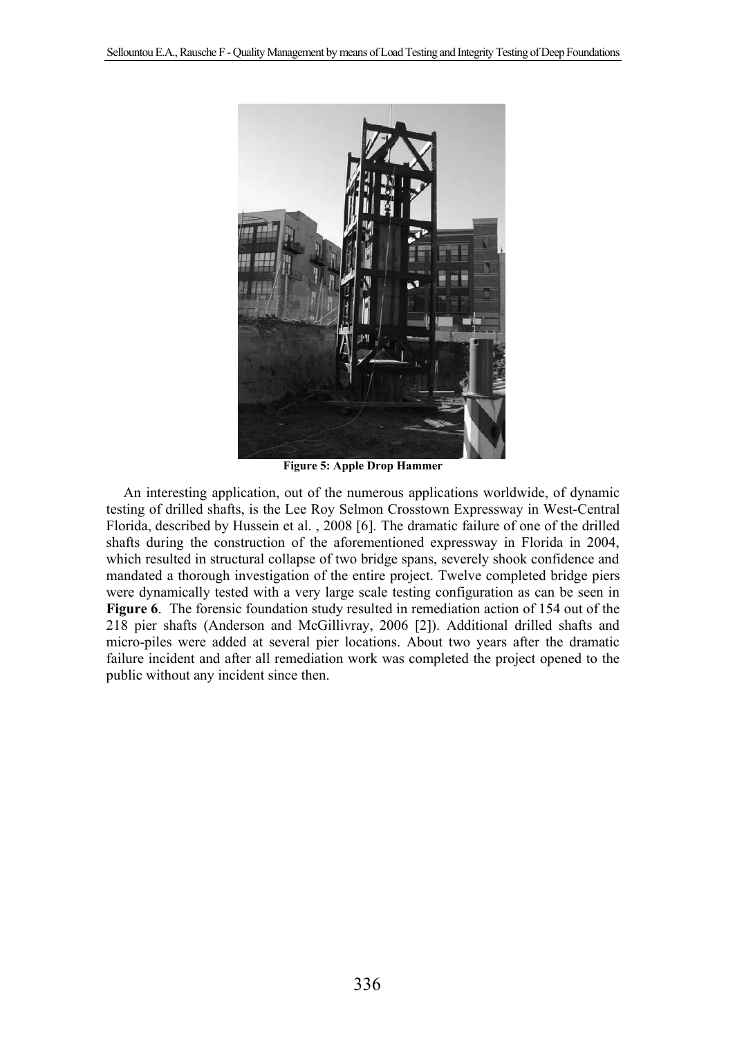**Figure 5: Apple Drop Hammer**

An interesting application, out of the numerous applications worldwide, of dynamic testing of drilled shafts, is the Lee Roy Selmon Crosstown Expressway in West-Central Florida, described by Hussein et al. , 2008 [6]. The dramatic failure of one of the drilled shafts during the construction of the aforementioned expressway in Florida in 2004, which resulted in structural collapse of two bridge spans, severely shook confidence and mandated a thorough investigation of the entire project. Twelve completed bridge piers were dynamically tested with a very large scale testing configuration as can be seen in **Figure 6**. The forensic foundation study resulted in remediation action of 154 out of the 218 pier shafts (Anderson and McGillivray, 2006 [2]). Additional drilled shafts and micro-piles were added at several pier locations. About two years after the dramatic failure incident and after all remediation work was completed the project opened to the public without any incident since then.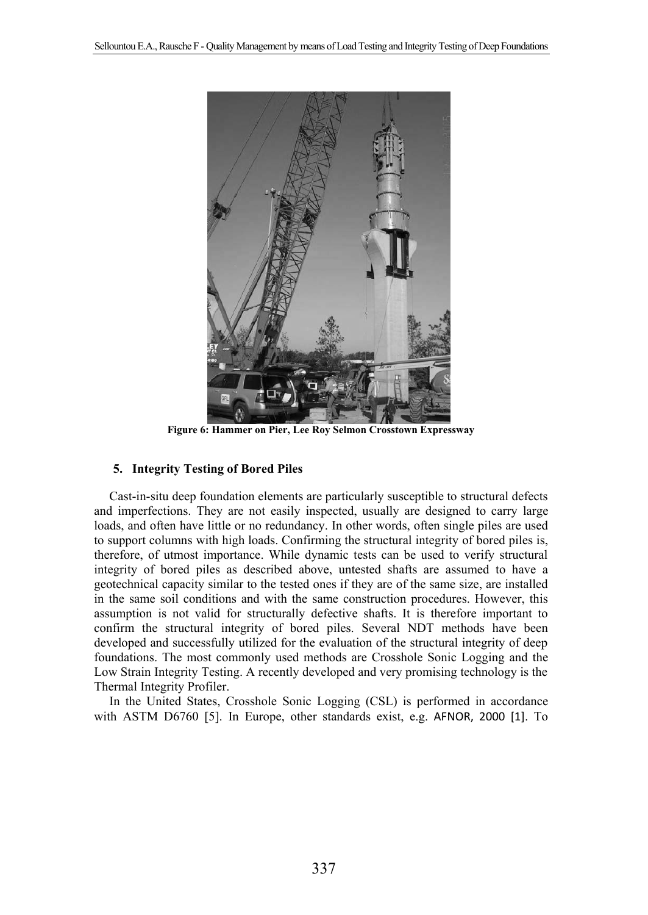**Figure 6: Hammer on Pier, Lee Roy Selmon Crosstown Expressway**

## 5. Integrity Testing of Bored Piles

Cast-in-situ deep foundation elements are particularly susceptible to structural defects and imperfections. They are not easily inspected, usually are designed to carry large loads, and often have little or no redundancy. In other words, often single piles are used to support columns with high loads. Confirming the structural integrity of bored piles is, therefore, of utmost importance. While dynamic tests can be used to verify structural integrity of bored piles as described above, untested shafts are assumed to have a geotechnical capacity similar to the tested ones if they are of the same size, are installed in the same soil conditions and with the same construction procedures. However, this assumption is not valid for structurally defective shafts. It is therefore important to confirm the structural integrity of bored piles. Several NDT methods have been developed and successfully utilized for the evaluation of the structural integrity of deep foundations. The most commonly used methods are Crosshole Sonic Logging and the Low Strain Integrity Testing. A recently developed and very promising technology is the Thermal Integrity Profiler.

In the United States, Crosshole Sonic Logging (CSL) is performed in accordance with ASTM D6760 [5]. In Europe, other standards exist, e.g. AFNOR, 2000 [1]. To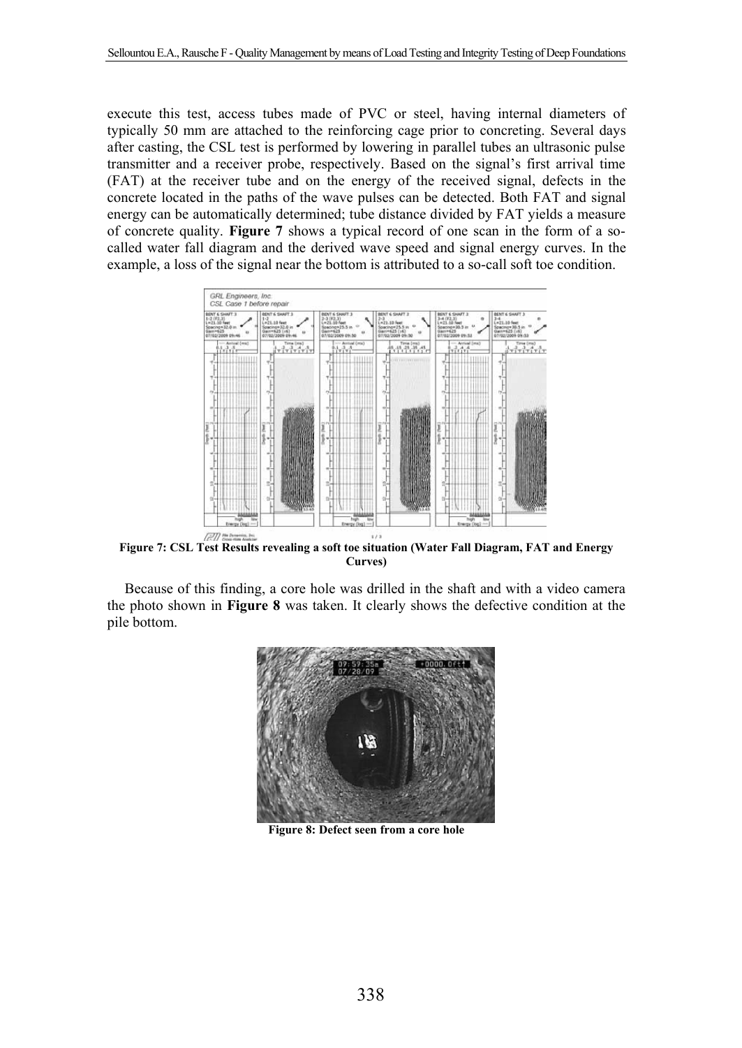execute this test, access tubes made of PVC or steel, having internal diameters of typically 50 mm are attached to the reinforcing cage prior to concreting. Several days after casting, the CSL test is performed by lowering in parallel tubes an ultrasonic pulse transmitter and a receiver probe, respectively. Based on the signal's first arrival time (FAT) at the receiver tube and on the energy of the received signal, defects in the concrete located in the paths of the wave pulses can be detected. Both FAT and signal energy can be automatically determined; tube distance divided by FAT yields a measure of concrete quality. **Figure 7** shows a typical record of one scan in the form of a so-called water fall diagram and the derived wave speed and signal energy curves. In the example, a loss of the signal near the bottom is attributed to a so-call soft toe condition.

**Figure 7: CSL Test Results revealing a soft toe situation (Water Fall Diagram, FAT and Energy Curves)**

Because of this finding, a core hole was drilled in the shaft and with a video camera the photo shown in **Figure 8** was taken. It clearly shows the defective condition at the pile bottom.

**Figure 8: Defect seen from a core hole**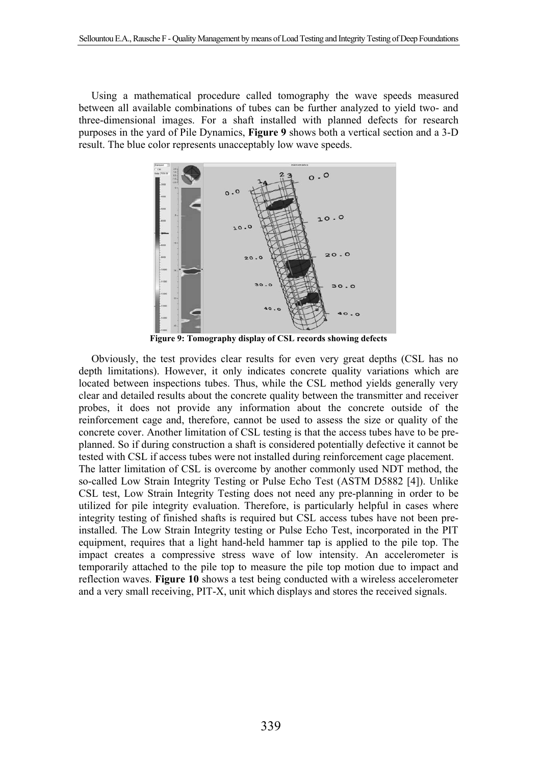Using a mathematical procedure called tomography the wave speeds measured between all available combinations of tubes can be further analyzed to yield two- and three-dimensional images. For a shaft installed with planned defects for research purposes in the yard of Pile Dynamics, **Figure 9** shows both a vertical section and a 3-D result. The blue color represents unacceptably low wave speeds.

**Figure 9: Tomography display of CSL records showing defects**

Obviously, the test provides clear results for even very great depths (CSL has no depth limitations). However, it only indicates concrete quality variations which are located between inspections tubes. Thus, while the CSL method yields generally very clear and detailed results about the concrete quality between the transmitter and receiver probes, it does not provide any information about the concrete outside of the reinforcement cage and, therefore, cannot be used to assess the size or quality of the concrete cover. Another limitation of CSL testing is that the access tubes have to be pre-planned. So if during construction a shaft is considered potentially defective it cannot be tested with CSL if access tubes were not installed during reinforcement cage placement.

The latter limitation of CSL is overcome by another commonly used NDT method, the so-called Low Strain Integrity Testing or Pulse Echo Test (ASTM D5882 [4]). Unlike CSL test, Low Strain Integrity Testing does not need any pre-planning in order to be utilized for pile integrity evaluation. Therefore, is particularly helpful in cases where integrity testing of finished shafts is required but CSL access tubes have not been pre-installed. The Low Strain Integrity testing or Pulse Echo Test, incorporated in the PIT equipment, requires that a light hand-held hammer tap is applied to the pile top. The impact creates a compressive stress wave of low intensity. An accelerometer is temporarily attached to the pile top to measure the pile top motion due to impact and reflection waves. **Figure 10** shows a test being conducted with a wireless accelerometer and a very small receiving, PIT-X, unit which displays and stores the received signals.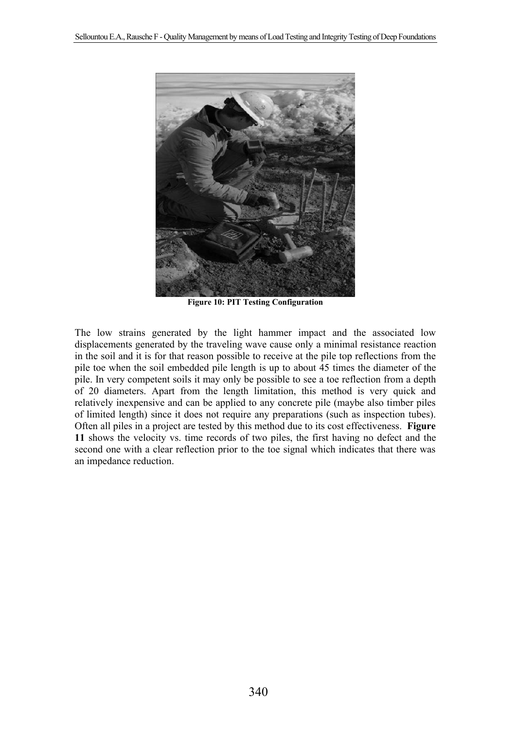**Figure 10: PIT Testing Configuration**

The low strains generated by the light hammer impact and the associated low displacements generated by the traveling wave cause only a minimal resistance reaction in the soil and it is for that reason possible to receive at the pile top reflections from the pile toe when the soil embedded pile length is up to about 45 times the diameter of the pile. In very competent soils it may only be possible to see a toe reflection from a depth of 20 diameters. Apart from the length limitation, this method is very quick and relatively inexpensive and can be applied to any concrete pile (maybe also timber piles of limited length) since it does not require any preparations (such as inspection tubes). Often all piles in a project are tested by this method due to its cost effectiveness. **Figure 11** shows the velocity vs. time records of two piles, the first having no defect and the second one with a clear reflection prior to the toe signal which indicates that there was an impedance reduction.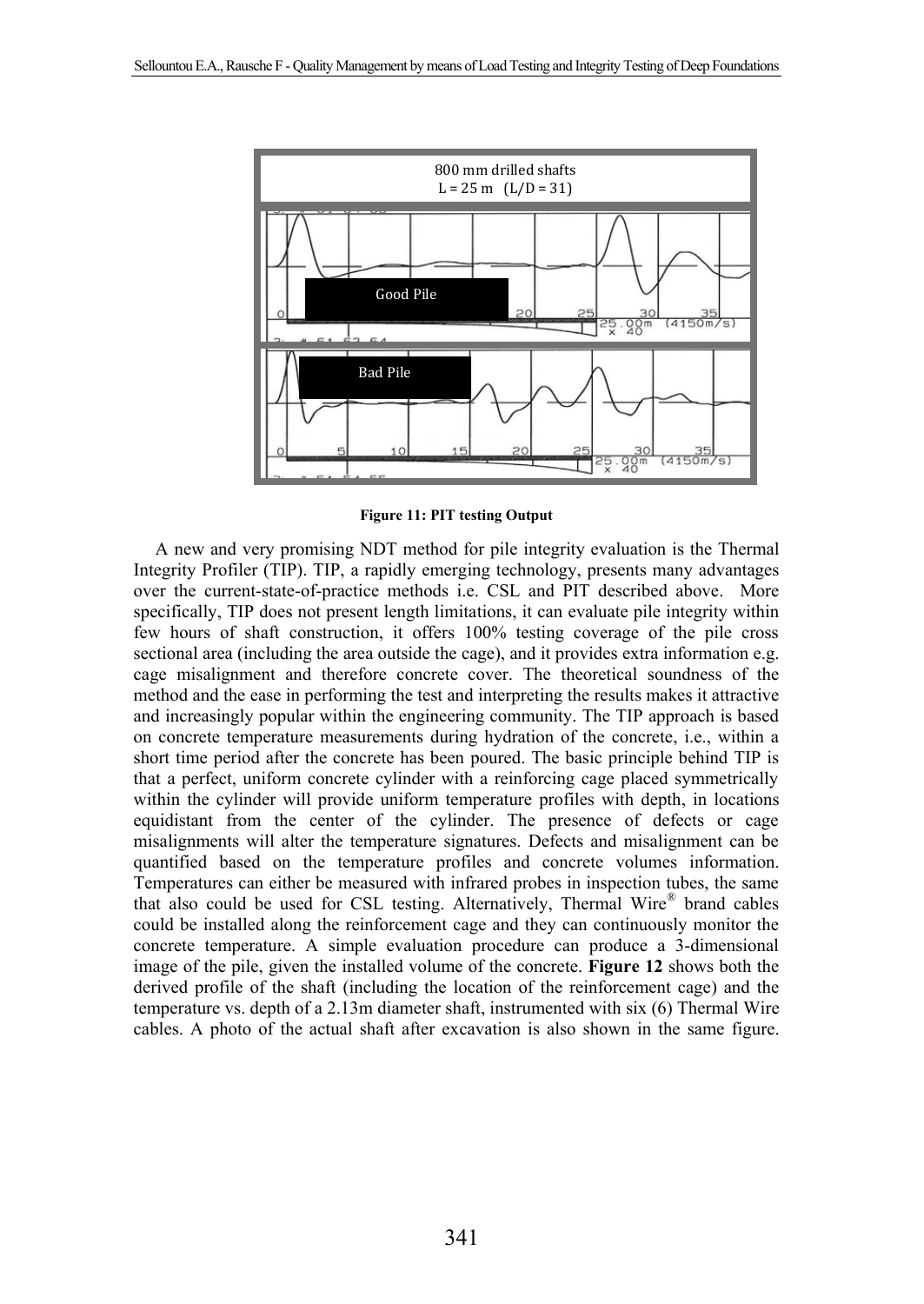800 mm drilled shafts
L = 25 m (L/D = 31)

Good Pile

Bad Pile

**Figure 11: PIT testing Output**

A new and very promising NDT method for pile integrity evaluation is the Thermal Integrity Profiler (TIP). TIP, a rapidly emerging technology, presents many advantages over the current-state-of-practice methods i.e. CSL and PIT described above. More specifically, TIP does not present length limitations, it can evaluate pile integrity within few hours of shaft construction, it offers 100% testing coverage of the pile cross sectional area (including the area outside the cage), and it provides extra information e.g. cage misalignment and therefore concrete cover. The theoretical soundness of the method and the ease in performing the test and interpreting the results makes it attractive and increasingly popular within the engineering community. The TIP approach is based on concrete temperature measurements during hydration of the concrete, i.e., within a short time period after the concrete has been poured. The basic principle behind TIP is that a perfect, uniform concrete cylinder with a reinforcing cage placed symmetrically within the cylinder will provide uniform temperature profiles with depth, in locations equidistant from the center of the cylinder. The presence of defects or cage misalignments will alter the temperature signatures. Defects and misalignment can be quantified based on the temperature profiles and concrete volumes information. Temperatures can either be measured with infrared probes in inspection tubes, the same that also could be used for CSL testing. Alternatively, Thermal Wire® brand cables could be installed along the reinforcement cage and they can continuously monitor the concrete temperature. A simple evaluation procedure can produce a 3-dimensional image of the pile, given the installed volume of the concrete. **Figure 12** shows both the derived profile of the shaft (including the location of the reinforcement cage) and the temperature vs. depth of a 2.13m diameter shaft, instrumented with six (6) Thermal Wire cables. A photo of the actual shaft after excavation is also shown in the same figure.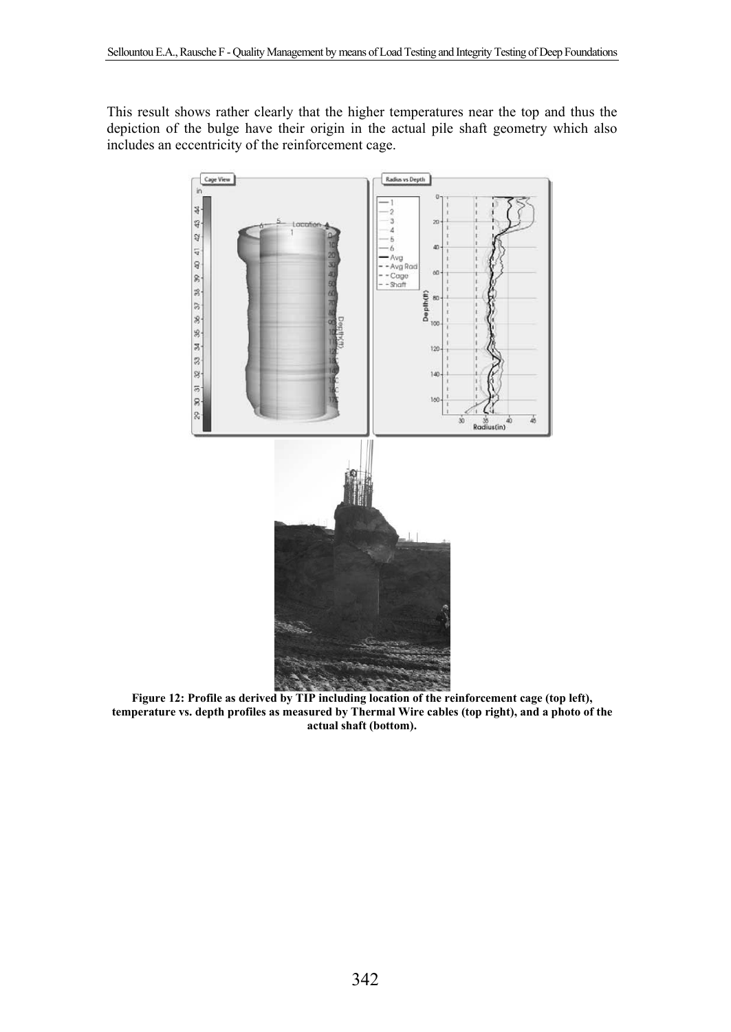This result shows rather clearly that the higher temperatures near the top and thus the depiction of the bulge have their origin in the actual pile shaft geometry which also includes an eccentricity of the reinforcement cage.

**Figure 12: Profile as derived by TIP including location of the reinforcement cage (top left), temperature vs. depth profiles as measured by Thermal Wire cables (top right), and a photo of the actual shaft (bottom).**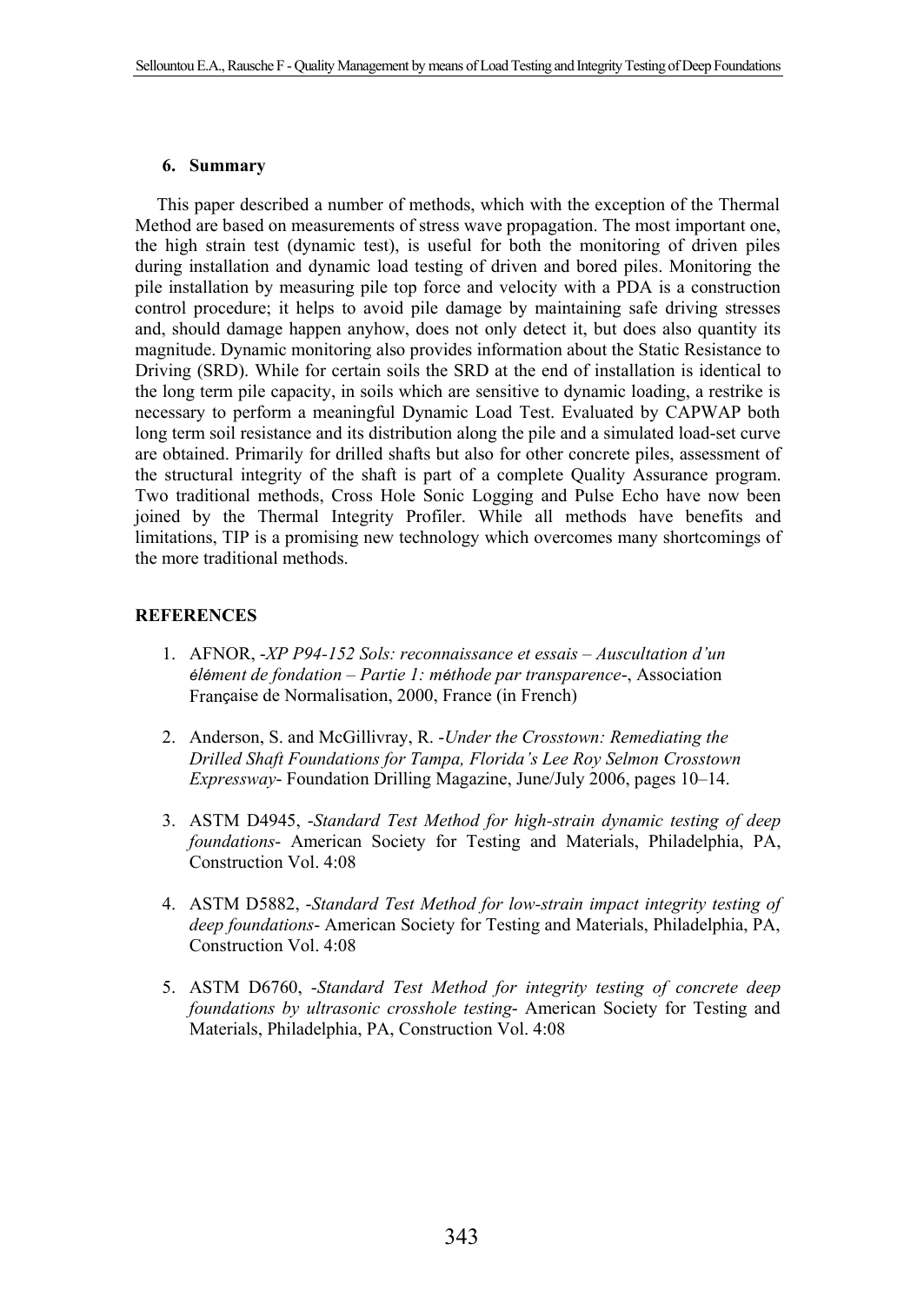## 6. Summary

This paper described a number of methods, which with the exception of the Thermal Method are based on measurements of stress wave propagation. The most important one, the high strain test (dynamic test), is useful for both the monitoring of driven piles during installation and dynamic load testing of driven and bored piles. Monitoring the pile installation by measuring pile top force and velocity with a PDA is a construction control procedure; it helps to avoid pile damage by maintaining safe driving stresses and, should damage happen anyhow, does not only detect it, but does also quantity its magnitude. Dynamic monitoring also provides information about the Static Resistance to Driving (SRD). While for certain soils the SRD at the end of installation is identical to the long term pile capacity, in soils which are sensitive to dynamic loading, a restrike is necessary to perform a meaningful Dynamic Load Test. Evaluated by CAPWAP both long term soil resistance and its distribution along the pile and a simulated load-set curve are obtained. Primarily for drilled shafts but also for other concrete piles, assessment of the structural integrity of the shaft is part of a complete Quality Assurance program. Two traditional methods, Cross Hole Sonic Logging and Pulse Echo have now been joined by the Thermal Integrity Profiler. While all methods have benefits and limitations, TIP is a promising new technology which overcomes many shortcomings of the more traditional methods.

## REFERENCES

1. AFNOR, -*XP P94-152 Sols: reconnaissance et essais – Auscultation d'un élément de fondation – Partie 1: méthode par transparence*-, Association Française de Normalisation, 2000, France (in French)
2. Anderson, S. and McGillivray, R. -*Under the Crosstown: Remediating the Drilled Shaft Foundations for Tampa, Florida's Lee Roy Selmon Crosstown Expressway*- Foundation Drilling Magazine, June/July 2006, pages 10–14.
3. ASTM D4945, -*Standard Test Method for high-strain dynamic testing of deep foundations*- American Society for Testing and Materials, Philadelphia, PA, Construction Vol. 4:08
4. ASTM D5882, -*Standard Test Method for low-strain impact integrity testing of deep foundations*- American Society for Testing and Materials, Philadelphia, PA, Construction Vol. 4:08
5. ASTM D6760, -*Standard Test Method for integrity testing of concrete deep foundations by ultrasonic crosshole testing*- American Society for Testing and Materials, Philadelphia, PA, Construction Vol. 4:08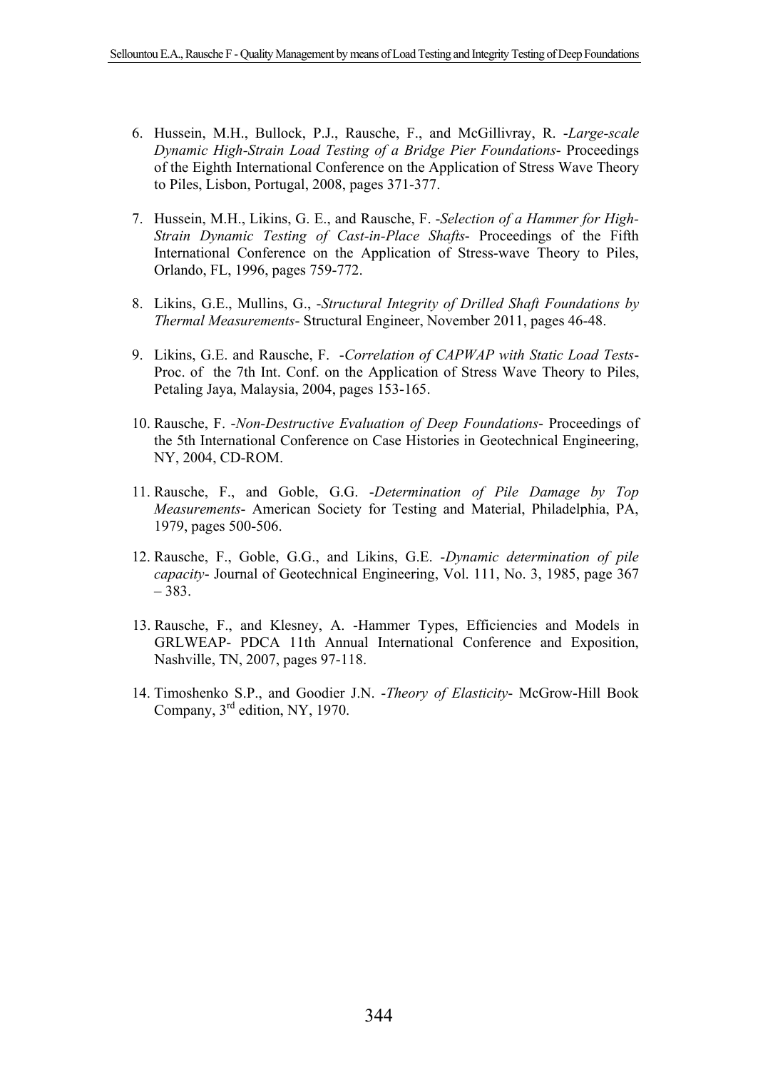6. Hussein, M.H., Bullock, P.J., Rausche, F., and McGillivray, R. -*Large-scale Dynamic High-Strain Load Testing of a Bridge Pier Foundations*- Proceedings of the Eighth International Conference on the Application of Stress Wave Theory to Piles, Lisbon, Portugal, 2008, pages 371-377.

7. Hussein, M.H., Likins, G. E., and Rausche, F. -*Selection of a Hammer for High-Strain Dynamic Testing of Cast-in-Place Shafts*- Proceedings of the Fifth International Conference on the Application of Stress-wave Theory to Piles, Orlando, FL, 1996, pages 759-772.

8. Likins, G.E., Mullins, G., -*Structural Integrity of Drilled Shaft Foundations by Thermal Measurements*- Structural Engineer, November 2011, pages 46-48.

9. Likins, G.E. and Rausche, F. -*Correlation of CAPWAP with Static Load Tests*- Proc. of the 7th Int. Conf. on the Application of Stress Wave Theory to Piles, Petaling Jaya, Malaysia, 2004, pages 153-165.

10. Rausche, F. -*Non-Destructive Evaluation of Deep Foundations*- Proceedings of the 5th International Conference on Case Histories in Geotechnical Engineering, NY, 2004, CD-ROM.

11. Rausche, F., and Goble, G.G. -*Determination of Pile Damage by Top Measurements*- American Society for Testing and Material, Philadelphia, PA, 1979, pages 500-506.

12. Rausche, F., Goble, G.G., and Likins, G.E. -*Dynamic determination of pile capacity*- Journal of Geotechnical Engineering, Vol. 111, No. 3, 1985, page 367 – 383.

13. Rausche, F., and Klesney, A. -Hammer Types, Efficiencies and Models in GRLWEAP- PDCA 11th Annual International Conference and Exposition, Nashville, TN, 2007, pages 97-118.

14. Timoshenko S.P., and Goodier J.N. -*Theory of Elasticity*- McGrow-Hill Book Company, 3rd edition, NY, 1970.